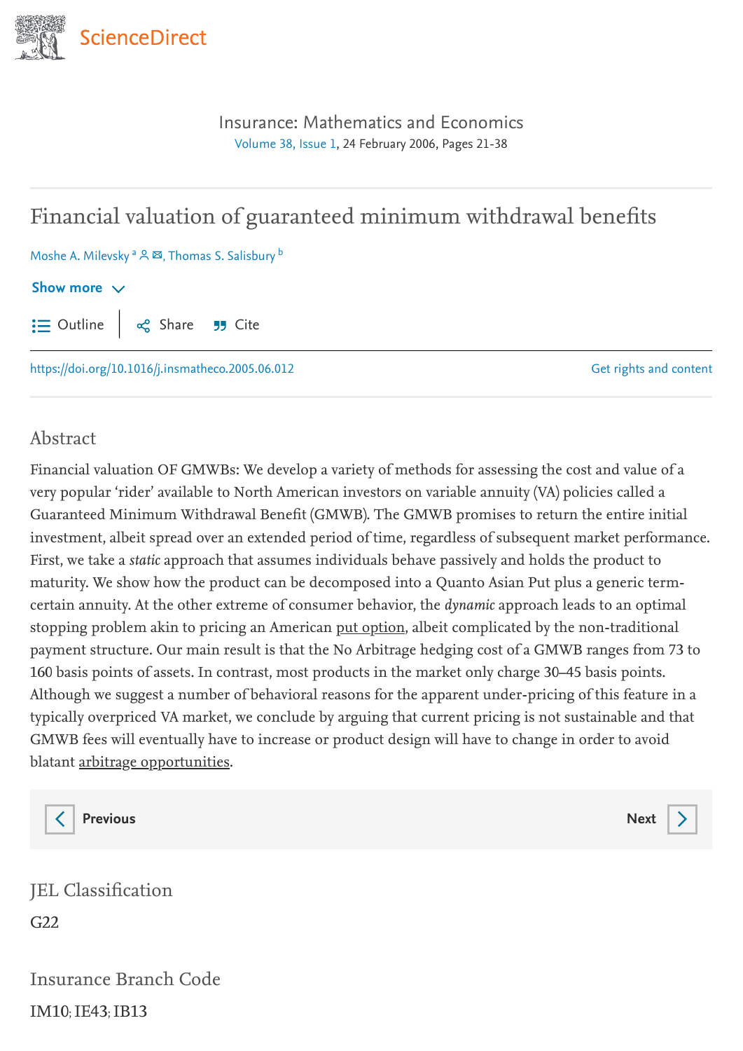# Financial valuation of guaranteed minimum withdrawal benefits

Moshe A. Milevsky [a], Thomas S. Salisbury [b]

https://doi.org/10.1016/j.insmatheco.2005.06.012

## Abstract

Financial valuation OF GMWBs: We develop a variety of methods for assessing the cost and value of a very popular 'rider' available to North American investors on variable annuity (VA) policies called a Guaranteed Minimum Withdrawal Benefit (GMWB). The GMWB promises to return the entire initial investment, albeit spread over an extended period of time, regardless of subsequent market performance. First, we take a *static* approach that assumes individuals behave passively and holds the product to maturity. We show how the product can be decomposed into a Quanto Asian Put plus a generic term-certain annuity. At the other extreme of consumer behavior, the *dynamic* approach leads to an optimal stopping problem akin to pricing an American put option, albeit complicated by the non-traditional payment structure. Our main result is that the No Arbitrage hedging cost of a GMWB ranges from 73 to 160 basis points of assets. In contrast, most products in the market only charge 30–45 basis points. Although we suggest a number of behavioral reasons for the apparent under-pricing of this feature in a typically overpriced VA market, we conclude by arguing that current pricing is not sustainable and that GMWB fees will eventually have to increase or product design will have to change in order to avoid blatant arbitrage opportunities.

## JEL Classification

G22

## Insurance Branch Code

IM10; IE43; IB13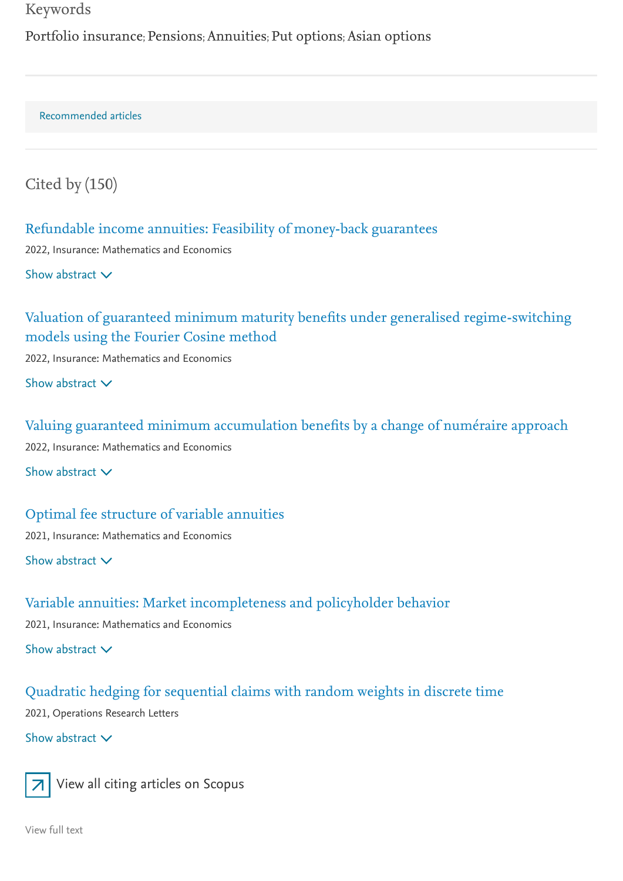## Keywords

Portfolio insurance; Pensions; Annuities; Put options; Asian options

Recommended articles

## Cited by (150)

### Refundable income annuities: Feasibility of money-back guarantees

2022, Insurance: Mathematics and Economics

Show abstract

### Valuation of guaranteed minimum maturity benefits under generalised regime-switching models using the Fourier Cosine method

2022, Insurance: Mathematics and Economics

Show abstract

### Valuing guaranteed minimum accumulation benefits by a change of numéraire approach

2022, Insurance: Mathematics and Economics

Show abstract

### Optimal fee structure of variable annuities

2021, Insurance: Mathematics and Economics

Show abstract

### Variable annuities: Market incompleteness and policyholder behavior

2021, Insurance: Mathematics and Economics

Show abstract

### Quadratic hedging for sequential claims with random weights in discrete time

2021, Operations Research Letters

Show abstract

View all citing articles on Scopus

View full text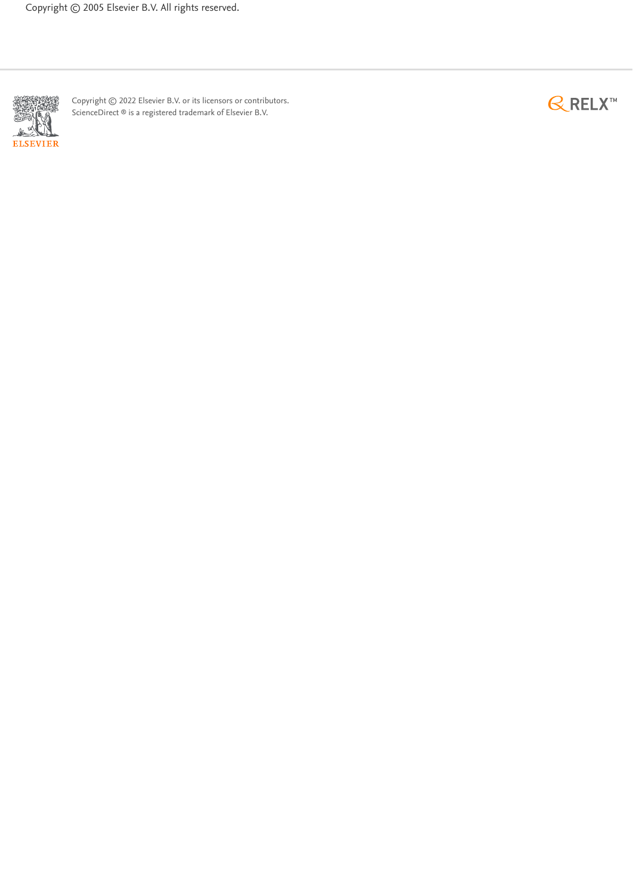Copyright © 2005 Elsevier B.V. All rights reserved.

Copyright © 2022 Elsevier B.V. or its licensors or contributors.
ScienceDirect ® is a registered trademark of Elsevier B.V.